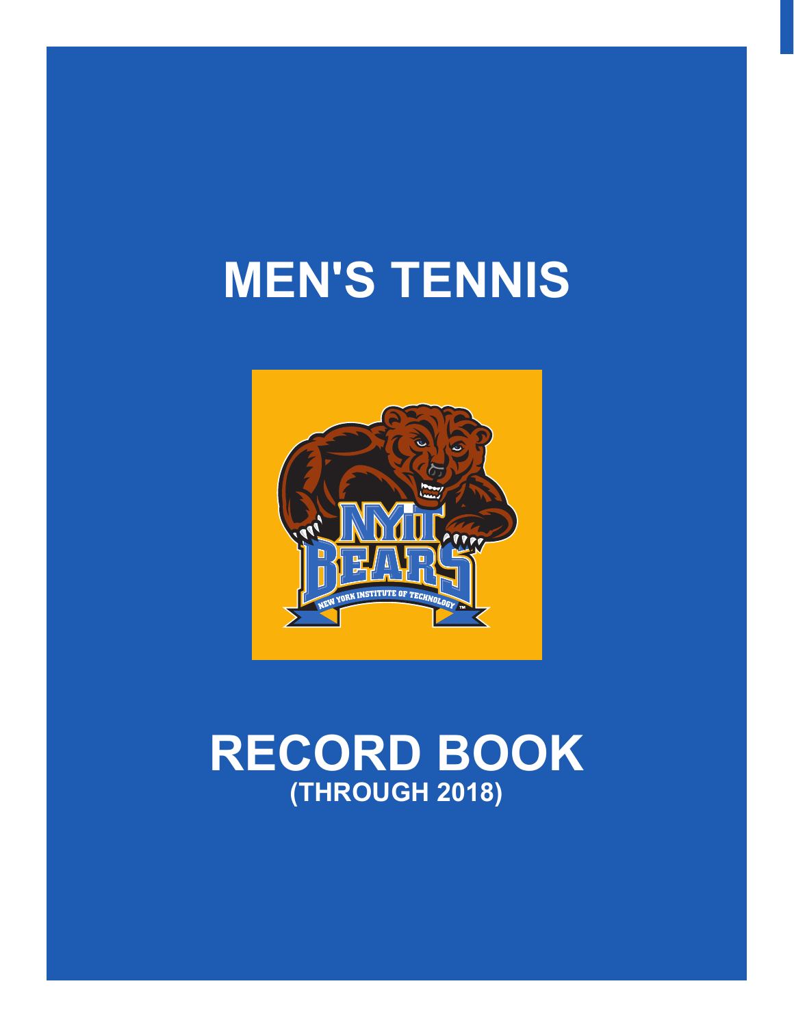# MEN'S TENNIS

# RECORD BOOK
## (THROUGH 2018)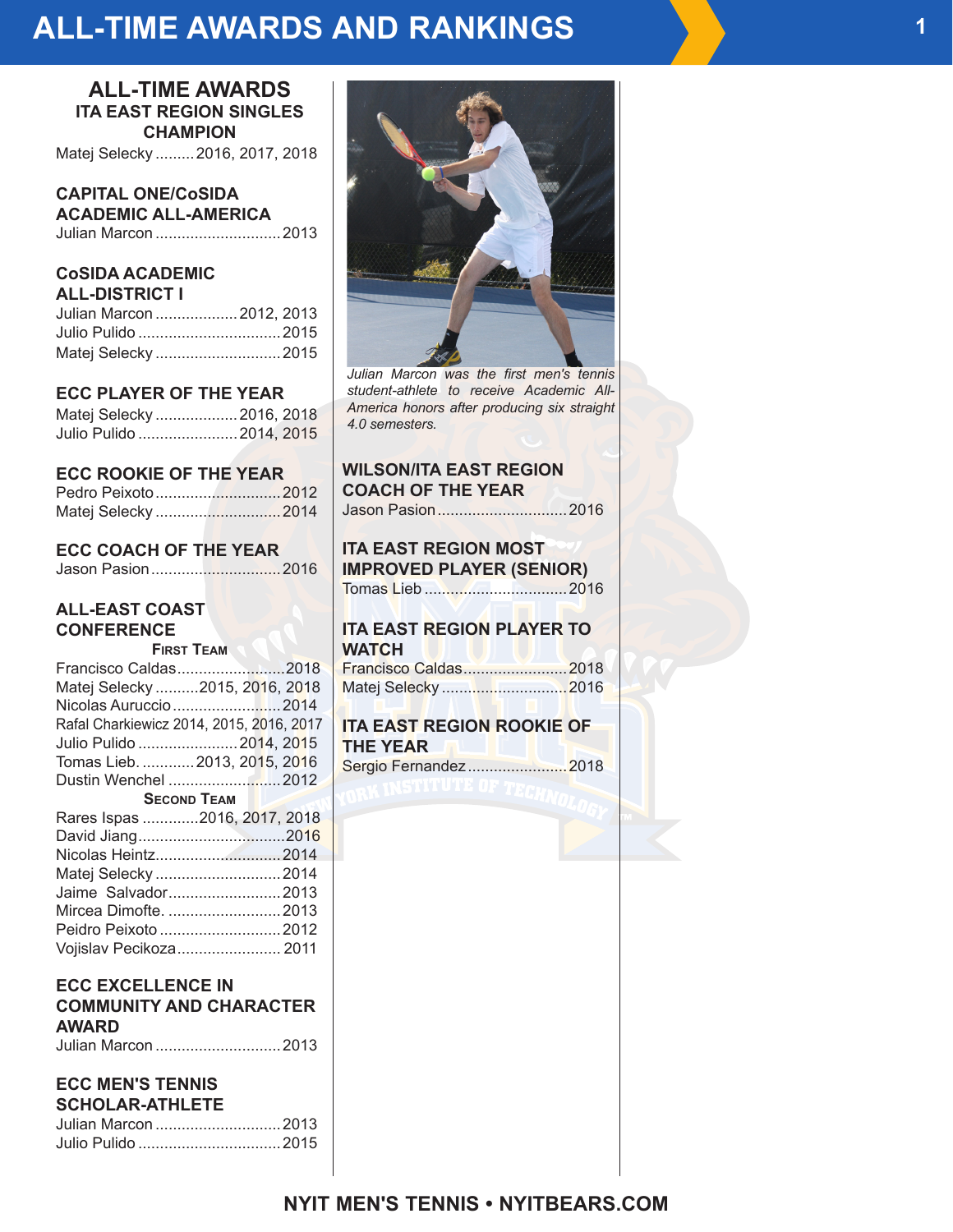# ALL-TIME AWARDS AND RANKINGS

## ALL-TIME AWARDS

### ITA EAST REGION SINGLES CHAMPION

Matej Selecky .........2016, 2017, 2018

### CAPITAL ONE/CoSIDA ACADEMIC ALL-AMERICA

Julian Marcon ............................2013

### CoSIDA ACADEMIC ALL-DISTRICT I

Julian Marcon ...................2012, 2013
Julio Pulido ................................2015
Matej Selecky ............................2015

### ECC PLAYER OF THE YEAR

Matej Selecky ...................2016, 2018
Julio Pulido .......................2014, 2015

### ECC ROOKIE OF THE YEAR

Pedro Peixoto ............................2012
Matej Selecky ............................2014

### ECC COACH OF THE YEAR

Jason Pasion .............................2016

### ALL-EAST COAST CONFERENCE

**First Team**

Francisco Caldas........................2018
Matej Selecky ..........2015, 2016, 2018
Nicolas Auruccio.........................2014
Rafal Charkiewicz 2014, 2015, 2016, 2017
Julio Pulido .......................2014, 2015
Tomas Lieb. ............2013, 2015, 2016
Dustin Wenchel ..........................2012

**Second Team**

Rares Ispas .............2016, 2017, 2018
David Jiang.................................2016
Nicolas Heintz.............................2014
Matej Selecky ............................2014
Jaime Salvador..........................2013
Mircea Dimofte. ..........................2013
Peidro Peixoto ............................2012
Vojislav Pecikoza........................ 2011

### ECC EXCELLENCE IN COMMUNITY AND CHARACTER AWARD

Julian Marcon ............................2013

### ECC MEN'S TENNIS SCHOLAR-ATHLETE

Julian Marcon ............................2013
Julio Pulido ................................2015

*Julian Marcon was the first men's tennis student-athlete to receive Academic All-America honors after producing six straight 4.0 semesters.*

### WILSON/ITA EAST REGION COACH OF THE YEAR

Jason Pasion ..............................2016

### ITA EAST REGION MOST IMPROVED PLAYER (SENIOR)

Tomas Lieb .................................2016

### ITA EAST REGION PLAYER TO WATCH

Francisco Caldas........................2018
Matej Selecky .............................2016

### ITA EAST REGION ROOKIE OF THE YEAR

Sergio Fernandez.......................2018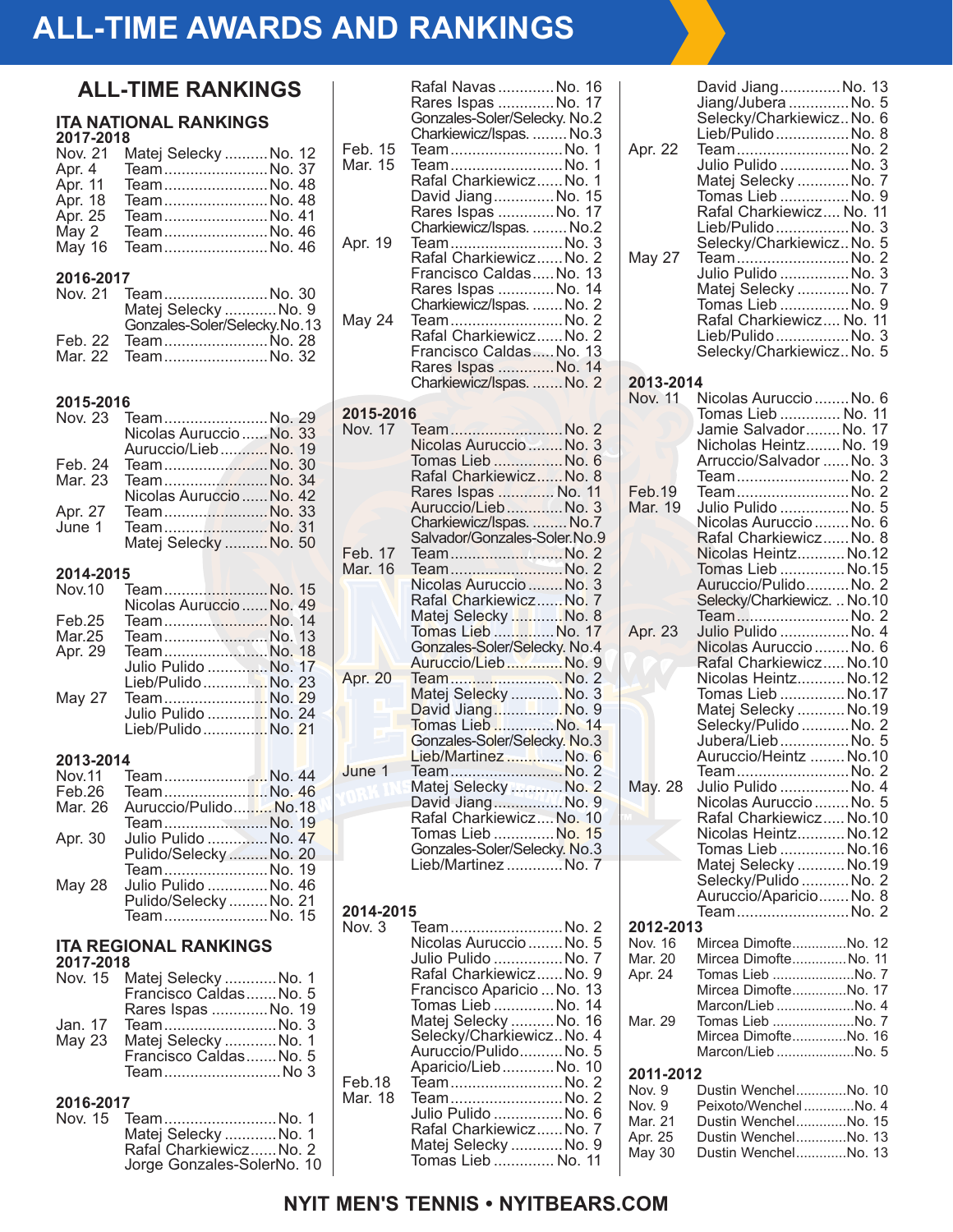# ALL-TIME AWARDS AND RANKINGS

## ALL-TIME RANKINGS

### ITA NATIONAL RANKINGS

**2017-2018**

Nov. 21 Matej Selecky .......... No. 12
Apr. 4 Team .......... No. 37
Apr. 11 Team .......... No. 48
Apr. 18 Team .......... No. 48
Apr. 25 Team .......... No. 41
May 2 Team .......... No. 46
May 16 Team .......... No. 46

**2016-2017**

Nov. 21 Team .......... No. 30
Matej Selecky .......... No. 9
Gonzales-Soler/Selecky .......... No. 13
Feb. 22 Team .......... No. 28
Mar. 22 Team .......... No. 32

**2015-2016**

Nov. 23 Team .......... No. 29
Nicolas Auruccio .......... No. 33
Auruccio/Lieb .......... No. 19
Feb. 24 Team .......... No. 30
Mar. 23 Team .......... No. 34
Nicolas Auruccio .......... No. 42
Apr. 27 Team .......... No. 33
June 1 Team .......... No. 31
Matej Selecky .......... No. 50

**2014-2015**

Nov.10 Team .......... No. 15
Nicolas Auruccio .......... No. 49
Feb.25 Team .......... No. 14
Mar.25 Team .......... No. 13
Apr. 29 Team .......... No. 18
Julio Pulido .......... No. 17
Lieb/Pulido .......... No. 23
May 27 Team .......... No. 29
Julio Pulido .......... No. 24
Lieb/Pulido .......... No. 21

**2013-2014**

Nov.11 Team .......... No. 44
Feb.26 Team .......... No. 46
Mar. 26 Auruccio/Pulido .......... No.18
Team .......... No. 19
Apr. 30 Julio Pulido .......... No. 47
Pulido/Selecky .......... No. 20
Team .......... No. 19
May 28 Julio Pulido .......... No. 46
Pulido/Selecky .......... No. 21
Team .......... No. 15

### ITA REGIONAL RANKINGS

**2017-2018**

Nov. 15 Matej Selecky .......... No. 1
Francisco Caldas .......... No. 5
Rares Ispas .......... No. 19
Jan. 17 Team .......... No. 3
May 23 Matej Selecky .......... No. 1
Francisco Caldas .......... No. 5
Team .......... No 3

**2016-2017**

Nov. 15 Team .......... No. 1
Matej Selecky .......... No. 1
Rafal Charkiewicz .......... No. 2
Jorge Gonzales-Soler No. 10
Rafal Navas .......... No. 16
Rares Ispas .......... No. 17
Gonzales-Soler/Selecky. No.2
Charkiewicz/Ispas. .......... No.3
Feb. 15 Team .......... No. 1
Mar. 15 Team .......... No. 1
Rafal Charkiewicz .......... No. 1
David Jiang .......... No. 15
Rares Ispas .......... No. 17
Charkiewicz/Ispas. .......... No.2
Apr. 19 Team .......... No. 3
Rafal Charkiewicz .......... No. 2
Francisco Caldas .......... No. 13
Rares Ispas .......... No. 14
Charkiewicz/Ispas. .......... No. 2
May 24 Team .......... No. 2
Rafal Charkiewicz .......... No. 2
Francisco Caldas .......... No. 13
Rares Ispas .......... No. 14
Charkiewicz/Ispas. .......... No. 2

**2015-2016**

Nov. 17 Team .......... No. 2
Nicolas Auruccio .......... No. 3
Tomas Lieb .......... No. 6
Rafal Charkiewicz .......... No. 8
Rares Ispas .......... No. 11
Auruccio/Lieb .......... No. 3
Charkiewicz/Ispas. .......... No.7
Salvador/Gonzales-Soler.No.9
Feb. 17 Team .......... No. 2
Mar. 16 Team .......... No. 2
Nicolas Auruccio .......... No. 3
Rafal Charkiewicz .......... No. 7
Matej Selecky .......... No. 8
Tomas Lieb .......... No. 17
Gonzales-Soler/Selecky. No.4
Auruccio/Lieb .......... No. 9
Apr. 20 Team .......... No. 2
Matej Selecky .......... No. 3
David Jiang .......... No. 9
Tomas Lieb .......... No. 14
Gonzales-Soler/Selecky. No.3
Lieb/Martinez .......... No. 6
June 1 Team .......... No. 2
Matej Selecky .......... No. 2
David Jiang .......... No. 9
Rafal Charkiewicz .......... No. 10
Tomas Lieb .......... No. 15
Gonzales-Soler/Selecky. No.3
Lieb/Martinez .......... No. 7

**2014-2015**

Nov. 3 Team .......... No. 2
Nicolas Auruccio .......... No. 5
Julio Pulido .......... No. 7
Rafal Charkiewicz .......... No. 9
Francisco Aparicio .......... No. 13
Tomas Lieb .......... No. 14
Matej Selecky .......... No. 16
Selecky/Charkiewicz .......... No. 4
Auruccio/Pulido .......... No. 5
Aparicio/Lieb .......... No. 10
Feb.18 Team .......... No. 2
Mar. 18 Team .......... No. 2
Julio Pulido .......... No. 6
Rafal Charkiewicz .......... No. 7
Matej Selecky .......... No. 9
Tomas Lieb .......... No. 11
David Jiang .......... No. 13
Jiang/Jubera .......... No. 5
Selecky/Charkiewicz .......... No. 6
Lieb/Pulido .......... No. 8
Apr. 22 Team .......... No. 2
Julio Pulido .......... No. 3
Matej Selecky .......... No. 7
Tomas Lieb .......... No. 9
Rafal Charkiewicz .......... No. 11
Lieb/Pulido .......... No. 3
Selecky/Charkiewicz .......... No. 5
May 27 Team .......... No. 2
Julio Pulido .......... No. 3
Matej Selecky .......... No. 7
Tomas Lieb .......... No. 9
Rafal Charkiewicz .......... No. 11
Lieb/Pulido .......... No. 3
Selecky/Charkiewicz .......... No. 5

**2013-2014**

Nov. 11 Nicolas Auruccio .......... No. 6
Tomas Lieb .......... No. 11
Jamie Salvador .......... No. 17
Nicholas Heintz .......... No. 19
Arruccio/Salvador .......... No. 3
Team .......... No. 2
Feb.19 Team .......... No. 2
Mar. 19 Julio Pulido .......... No. 5
Nicolas Auruccio .......... No. 6
Rafal Charkiewicz .......... No. 8
Nicolas Heintz .......... No.12
Tomas Lieb .......... No.15
Auruccio/Pulido .......... No. 2
Selecky/Charkiewicz. .. No.10
Team .......... No. 2
Apr. 23 Julio Pulido .......... No. 4
Nicolas Auruccio .......... No. 6
Rafal Charkiewicz .......... No.10
Nicolas Heintz .......... No.12
Tomas Lieb .......... No.17
Matej Selecky .......... No.19
Selecky/Pulido .......... No. 2
Jubera/Lieb .......... No. 5
Auruccio/Heintz .......... No.10
Team .......... No. 2
May. 28 Julio Pulido .......... No. 4
Nicolas Auruccio .......... No. 5
Rafal Charkiewicz .......... No.10
Nicolas Heintz .......... No.12
Tomas Lieb .......... No.16
Matej Selecky .......... No.19
Selecky/Pulido .......... No. 2
Auruccio/Aparicio .......... No. 8
Team .......... No. 2

**2012-2013**

Nov. 16 Mircea Dimofte .......... No. 12
Mar. 20 Mircea Dimofte .......... No. 11
Apr. 24 Tomas Lieb .......... No. 7
Mircea Dimofte .......... No. 17
Marcon/Lieb .......... No. 4
Mar. 29 Tomas Lieb .......... No. 7
Mircea Dimofte .......... No. 16
Marcon/Lieb .......... No. 5

**2011-2012**

Nov. 9 Dustin Wenchel .......... No. 10
Nov. 9 Peixoto/Wenchel .......... No. 4
Mar. 21 Dustin Wenchel .......... No. 15
Apr. 25 Dustin Wenchel .......... No. 13
May 30 Dustin Wenchel .......... No. 13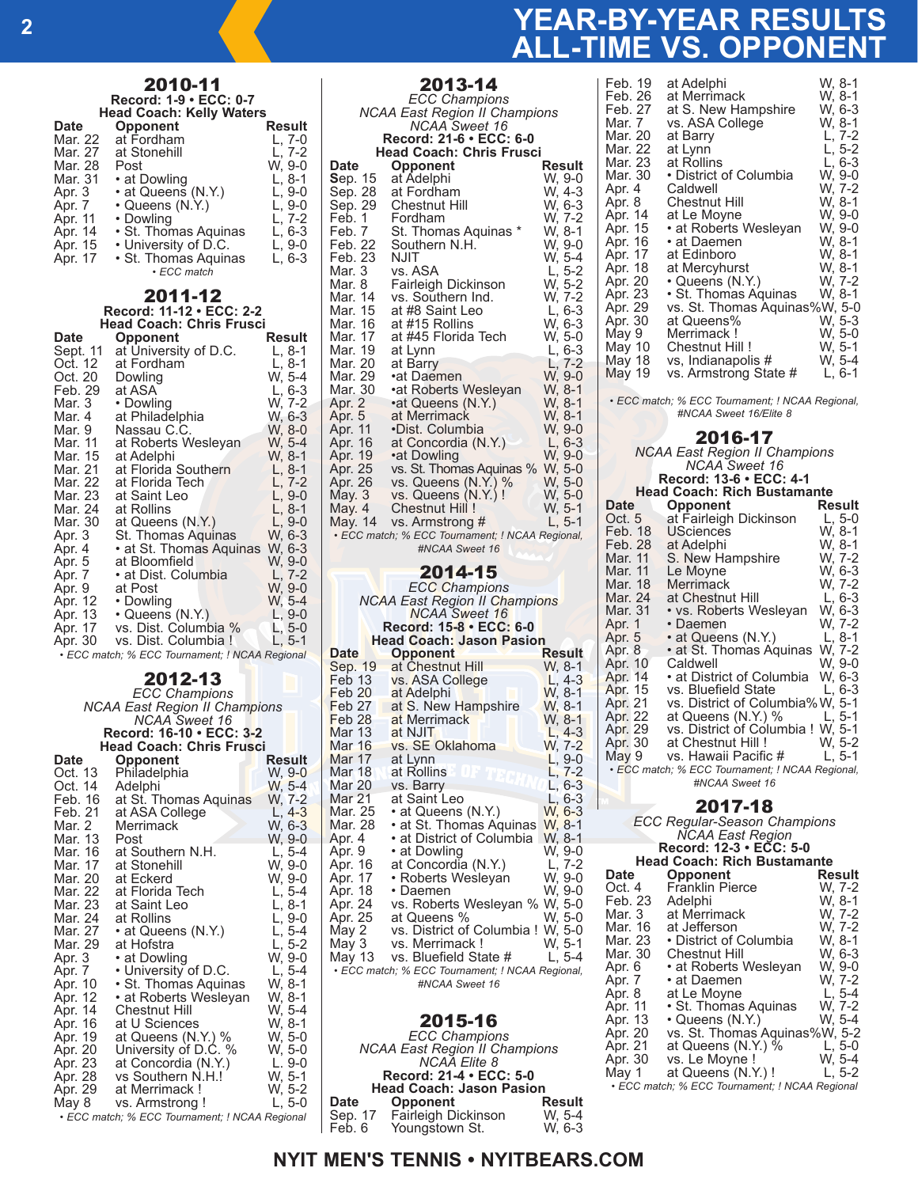# YEAR-BY-YEAR RESULTS
# ALL-TIME VS. OPPONENT

## 2010-11

**Record: 1-9 • ECC: 0-7**
**Head Coach: Kelly Waters**

| Date | Opponent | Result |
|---|---|---|
| Mar. 22 | at Fordham | L, 7-0 |
| Mar. 27 | at Stonehill | L, 7-2 |
| Mar. 28 | Post | W, 9-0 |
| Mar. 31 | • at Dowling | L, 8-1 |
| Apr. 3 | • at Queens (N.Y.) | L, 9-0 |
| Apr. 7 | • Queens (N.Y.) | L, 9-0 |
| Apr. 11 | • Dowling | L, 7-2 |
| Apr. 14 | • St. Thomas Aquinas | L, 6-3 |
| Apr. 15 | • University of D.C. | L, 9-0 |
| Apr. 17 | • St. Thomas Aquinas | L, 6-3 |

*• ECC match*

## 2011-12

**Record: 11-12 • ECC: 2-2**
**Head Coach: Chris Frusci**

| Date | Opponent | Result |
|---|---|---|
| Sept. 11 | at University of D.C. | L, 8-1 |
| Oct. 12 | at Fordham | L, 8-1 |
| Oct. 20 | Dowling | W, 5-4 |
| Feb. 29 | at ASA | L, 6-3 |
| Mar. 3 | • Dowling | W, 7-2 |
| Mar. 4 | at Philadelphia | W, 6-3 |
| Mar. 9 | Nassau C.C. | W, 8-0 |
| Mar. 11 | at Roberts Wesleyan | W, 5-4 |
| Mar. 15 | at Adelphi | W, 8-1 |
| Mar. 21 | at Florida Southern | L, 8-1 |
| Mar. 22 | at Florida Tech | L, 7-2 |
| Mar. 23 | at Saint Leo | L, 9-0 |
| Mar. 24 | at Rollins | L, 8-1 |
| Mar. 30 | at Queens (N.Y.) | L, 9-0 |
| Apr. 3 | St. Thomas Aquinas | W, 6-3 |
| Apr. 4 | • at St. Thomas Aquinas | W, 6-3 |
| Apr. 5 | at Bloomfield | W, 9-0 |
| Apr. 7 | • at Dist. Columbia | L, 7-2 |
| Apr. 9 | at Post | W, 9-0 |
| Apr. 12 | • Dowling | W, 5-4 |
| Apr. 13 | • Queens (N.Y.) | L, 9-0 |
| Apr. 17 | vs. Dist. Columbia % | L, 5-0 |
| Apr. 30 | vs. Dist. Columbia ! | L, 5-1 |

*• ECC match; % ECC Tournament; ! NCAA Regional*

## 2012-13

*ECC Champions*
*NCAA East Region II Champions*
*NCAA Sweet 16*
**Record: 16-10 • ECC: 3-2**
**Head Coach: Chris Frusci**

| Date | Opponent | Result |
|---|---|---|
| Oct. 13 | Philadelphia | W, 9-0 |
| Oct. 14 | Adelphi | W, 5-4 |
| Feb. 16 | at St. Thomas Aquinas | W, 7-2 |
| Feb. 21 | at ASA College | L, 4-3 |
| Mar. 2 | Merrimack | W, 6-3 |
| Mar. 13 | Post | W, 9-0 |
| Mar. 16 | at Southern N.H. | L, 5-4 |
| Mar. 17 | at Stonehill | W, 9-0 |
| Mar. 20 | at Eckerd | W, 9-0 |
| Mar. 22 | at Florida Tech | L, 5-4 |
| Mar. 23 | at Saint Leo | L, 8-1 |
| Mar. 24 | at Rollins | L, 9-0 |
| Mar. 27 | • at Queens (N.Y.) | L, 5-4 |
| Mar. 29 | at Hofstra | L, 5-2 |
| Apr. 3 | • at Dowling | W, 9-0 |
| Apr. 7 | • University of D.C. | L, 5-4 |
| Apr. 10 | • St. Thomas Aquinas | W, 8-1 |
| Apr. 12 | • at Roberts Wesleyan | W, 8-1 |
| Apr. 14 | Chestnut Hill | W, 5-4 |
| Apr. 16 | at U Sciences | W, 8-1 |
| Apr. 19 | at Queens (N.Y.) % | W, 5-0 |
| Apr. 20 | University of D.C. % | W, 5-0 |
| Apr. 23 | at Concordia (N.Y.) | L, 9-0 |
| Apr. 28 | vs Southern N.H.! | W, 5-1 |
| Apr. 29 | at Merrimack ! | W, 5-2 |
| May 8 | vs. Armstrong ! | L, 5-0 |

*• ECC match; % ECC Tournament; ! NCAA Regional*

## 2013-14

*ECC Champions*
*NCAA East Region II Champions*
*NCAA Sweet 16*
**Record: 21-6 • ECC: 6-0**
**Head Coach: Chris Frusci**

| Date | Opponent | Result |
|---|---|---|
| Sep. 15 | at Adelphi | W, 9-0 |
| Sep. 28 | at Fordham | W, 4-3 |
| Sep. 29 | Chestnut Hill | W, 6-3 |
| Feb. 1 | Fordham | W, 7-2 |
| Feb. 7 | St. Thomas Aquinas * | W, 8-1 |
| Feb. 22 | Southern N.H. | W, 9-0 |
| Feb. 23 | NJIT | W, 5-4 |
| Mar. 3 | vs. ASA | L, 5-2 |
| Mar. 8 | Fairleigh Dickinson | W, 5-2 |
| Mar. 14 | vs. Southern Ind. | W, 7-2 |
| Mar. 15 | at #8 Saint Leo | L, 6-3 |
| Mar. 16 | at #15 Rollins | W, 6-3 |
| Mar. 17 | at #45 Florida Tech | W, 5-0 |
| Mar. 19 | at Lynn | L, 6-3 |
| Mar. 20 | at Barry | L, 7-2 |
| Mar. 29 | •at Daemen | W, 9-0 |
| Mar. 30 | •at Roberts Wesleyan | W, 8-1 |
| Apr. 2 | •at Queens (N.Y.) | W, 8-1 |
| Apr. 5 | at Merrimack | W, 8-1 |
| Apr. 11 | •Dist. Columbia | W, 9-0 |
| Apr. 16 | at Concordia (N.Y.) | L, 6-3 |
| Apr. 19 | •at Dowling | W, 9-0 |
| Apr. 25 | vs. St. Thomas Aquinas % | W, 5-0 |
| Apr. 26 | vs. Queens (N.Y.) % | W, 5-0 |
| May. 3 | vs. Queens (N.Y.) ! | W, 5-0 |
| May. 4 | Chestnut Hill ! | W, 5-1 |
| May. 14 | vs. Armstrong # | L, 5-1 |

*• ECC match; % ECC Tournament; ! NCAA Regional, #NCAA Sweet 16*

## 2014-15

*ECC Champions*
*NCAA East Region II Champions*
*NCAA Sweet 16*
**Record: 15-8 • ECC: 6-0**
**Head Coach: Jason Pasion**

| Date | Opponent | Result |
|---|---|---|
| Sep. 19 | at Chestnut Hill | W, 8-1 |
| Feb 13 | vs. ASA College | L, 4-3 |
| Feb 20 | at Adelphi | W, 8-1 |
| Feb 27 | at S. New Hampshire | W, 8-1 |
| Feb 28 | at Merrimack | W, 8-1 |
| Mar 13 | at NJIT | L, 4-3 |
| Mar 16 | vs. SE Oklahoma | W, 7-2 |
| Mar 17 | at Lynn | L, 9-0 |
| Mar 18 | at Rollins | L, 7-2 |
| Mar 20 | vs. Barry | L, 6-3 |
| Mar 21 | at Saint Leo | L, 6-3 |
| Mar. 25 | • at Queens (N.Y.) | W, 6-3 |
| Mar. 28 | • at St. Thomas Aquinas | W, 8-1 |
| Apr. 4 | • at District of Columbia | W, 8-1 |
| Apr. 9 | • at Dowling | W, 9-0 |
| Apr. 16 | at Concordia (N.Y.) | L, 7-2 |
| Apr. 17 | • Roberts Wesleyan | W, 9-0 |
| Apr. 18 | • Daemen | W, 9-0 |
| Apr. 24 | vs. Roberts Wesleyan % | W, 5-0 |
| Apr. 25 | at Queens % | W, 5-0 |
| May 2 | vs. District of Columbia ! | W, 5-0 |
| May 3 | vs. Merrimack ! | W, 5-1 |
| May 13 | vs. Bluefield State # | L, 5-4 |

*• ECC match; % ECC Tournament; ! NCAA Regional, #NCAA Sweet 16*

## 2015-16

*ECC Champions*
*NCAA East Region II Champions*
*NCAA Elite 8*
**Record: 21-4 • ECC: 5-0**
**Head Coach: Jason Pasion**

| Date | Opponent | Result |
|---|---|---|
| Sep. 17 | Fairleigh Dickinson | W, 5-4 |
| Feb. 6 | Youngstown St. | W, 6-3 |
| Feb. 19 | at Adelphi | W, 8-1 |
| Feb. 26 | at Merrimack | W, 8-1 |
| Feb. 27 | at S. New Hampshire | W, 6-3 |
| Mar. 7 | vs. ASA College | W, 8-1 |
| Mar. 20 | at Barry | L, 7-2 |
| Mar. 22 | at Lynn | L, 5-2 |
| Mar. 23 | at Rollins | L, 6-3 |
| Mar. 30 | • District of Columbia | W, 9-0 |
| Apr. 4 | Caldwell | W, 7-2 |
| Apr. 8 | Chestnut Hill | W, 8-1 |
| Apr. 14 | at Le Moyne | W, 9-0 |
| Apr. 15 | • at Roberts Wesleyan | W, 9-0 |
| Apr. 16 | • at Daemen | W, 8-1 |
| Apr. 17 | at Edinboro | W, 8-1 |
| Apr. 18 | at Mercyhurst | W, 8-1 |
| Apr. 20 | • Queens (N.Y.) | W, 7-2 |
| Apr. 23 | • St. Thomas Aquinas | W, 8-1 |
| Apr. 29 | vs. St. Thomas Aquinas% | W, 5-0 |
| Apr. 30 | at Queens% | W, 5-3 |
| May 9 | Merrimack ! | W, 5-0 |
| May 10 | Chestnut Hill ! | W, 5-1 |
| May 18 | vs, Indianapolis # | W, 5-4 |
| May 19 | vs. Armstrong State # | L, 6-1 |

*• ECC match; % ECC Tournament; ! NCAA Regional, #NCAA Sweet 16/Elite 8*

## 2016-17

*NCAA East Region II Champions*
*NCAA Sweet 16*
**Record: 13-6 • ECC: 4-1**
**Head Coach: Rich Bustamante**

| Date | Opponent | Result |
|---|---|---|
| Oct. 5 | at Fairleigh Dickinson | L, 5-0 |
| Feb. 18 | USciences | W, 8-1 |
| Feb. 28 | at Adelphi | W, 8-1 |
| Mar. 11 | S. New Hampshire | W, 7-2 |
| Mar. 11 | Le Moyne | W, 6-3 |
| Mar. 18 | Merrimack | W, 7-2 |
| Mar. 24 | at Chestnut Hill | L, 6-3 |
| Mar. 31 | • vs. Roberts Wesleyan | W, 6-3 |
| Apr. 1 | • Daemen | W, 7-2 |
| Apr. 5 | • at Queens (N.Y.) | L, 8-1 |
| Apr. 8 | • at St. Thomas Aquinas | W, 7-2 |
| Apr. 10 | Caldwell | W, 9-0 |
| Apr. 14 | • at District of Columbia | W, 6-3 |
| Apr. 15 | vs. Bluefield State | L, 6-3 |
| Apr. 21 | vs. District of Columbia% | W, 5-1 |
| Apr. 22 | at Queens (N.Y.) % | L, 5-1 |
| Apr. 29 | vs. District of Columbia ! | W, 5-1 |
| Apr. 30 | at Chestnut Hill ! | W, 5-2 |
| May 9 | vs. Hawaii Pacific # | L, 5-1 |

*• ECC match; % ECC Tournament; ! NCAA Regional, #NCAA Sweet 16*

## 2017-18

*ECC Regular-Season Champions*
*NCAA East Region*
**Record: 12-3 • ECC: 5-0**
**Head Coach: Rich Bustamante**

| Date | Opponent | Result |
|---|---|---|
| Oct. 4 | Franklin Pierce | W, 7-2 |
| Feb. 23 | Adelphi | W, 8-1 |
| Mar. 3 | at Merrimack | W, 7-2 |
| Mar. 16 | at Jefferson | W, 7-2 |
| Mar. 23 | • District of Columbia | W, 8-1 |
| Mar. 30 | Chestnut Hill | W, 6-3 |
| Apr. 6 | • at Roberts Wesleyan | W, 9-0 |
| Apr. 7 | • at Daemen | W, 7-2 |
| Apr. 8 | at Le Moyne | L, 5-4 |
| Apr. 11 | • St. Thomas Aquinas | W, 7-2 |
| Apr. 13 | • Queens (N.Y.) | W, 5-4 |
| Apr. 20 | vs. St. Thomas Aquinas% | W, 5-2 |
| Apr. 21 | at Queens (N.Y.) % | L, 5-0 |
| Apr. 30 | vs. Le Moyne ! | W, 5-4 |
| May 1 | at Queens (N.Y.) ! | L, 5-2 |

*• ECC match; % ECC Tournament; ! NCAA Regional*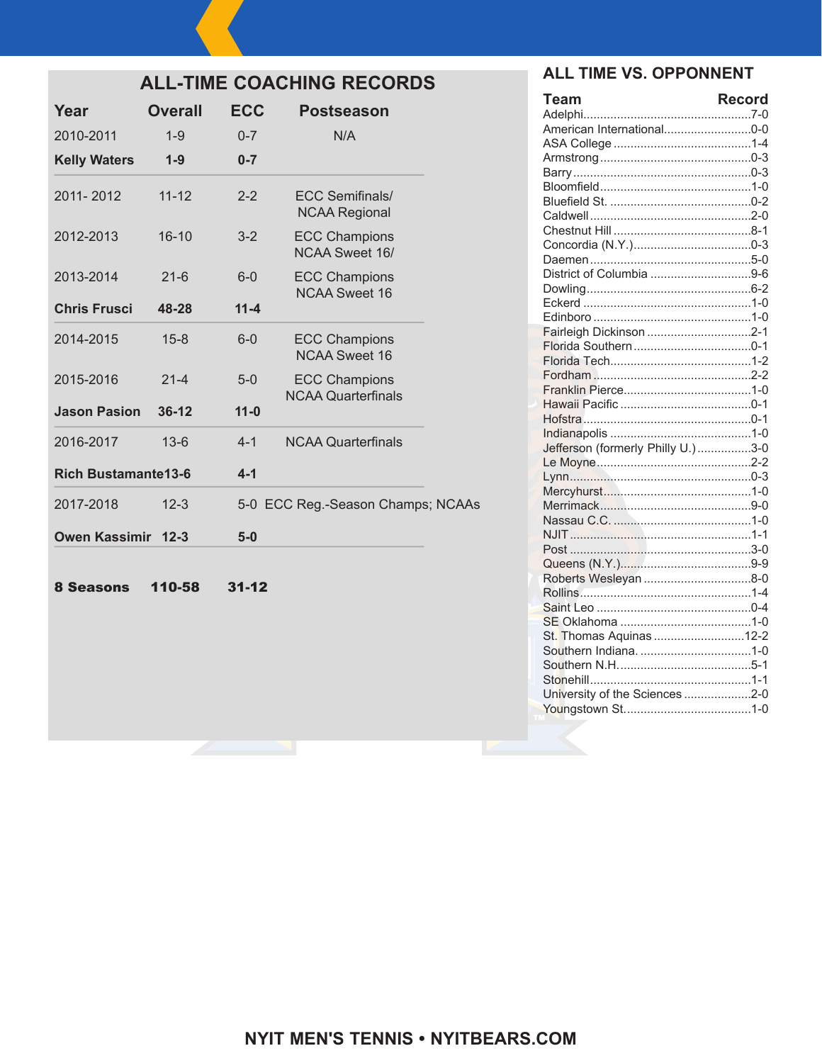## ALL-TIME COACHING RECORDS

| Year | Overall | ECC | Postseason |
|---|---|---|---|
| 2010-2011 | 1-9 | 0-7 | N/A |
| **Kelly Waters** | **1-9** | **0-7** | |
| 2011- 2012 | 11-12 | 2-2 | ECC Semifinals/ NCAA Regional |
| 2012-2013 | 16-10 | 3-2 | ECC Champions NCAA Sweet 16/ |
| 2013-2014 | 21-6 | 6-0 | ECC Champions NCAA Sweet 16 |
| **Chris Frusci** | **48-28** | **11-4** | |
| 2014-2015 | 15-8 | 6-0 | ECC Champions NCAA Sweet 16 |
| 2015-2016 | 21-4 | 5-0 | ECC Champions NCAA Quarterfinals |
| **Jason Pasion** | **36-12** | **11-0** | |
| 2016-2017 | 13-6 | 4-1 | NCAA Quarterfinals |
| **Rich Bustamante** | **13-6** | **4-1** | |
| 2017-2018 | 12-3 | 5-0 | ECC Reg.-Season Champs; NCAAs |
| **Owen Kassimir** | **12-3** | **5-0** | |
| **8 Seasons** | **110-58** | **31-12** | |

## ALL TIME VS. OPPONNENT

| Team | Record |
|---|---|
| Adelphi | 7-0 |
| American International | 0-0 |
| ASA College | 1-4 |
| Armstrong | 0-3 |
| Barry | 0-3 |
| Bloomfield | 1-0 |
| Bluefield St. | 0-2 |
| Caldwell | 2-0 |
| Chestnut Hill | 8-1 |
| Concordia (N.Y.) | 0-3 |
| Daemen | 5-0 |
| District of Columbia | 9-6 |
| Dowling | 6-2 |
| Eckerd | 1-0 |
| Edinboro | 1-0 |
| Fairleigh Dickinson | 2-1 |
| Florida Southern | 0-1 |
| Florida Tech | 1-2 |
| Fordham | 2-2 |
| Franklin Pierce | 1-0 |
| Hawaii Pacific | 0-1 |
| Hofstra | 0-1 |
| Indianapolis | 1-0 |
| Jefferson (formerly Philly U.) | 3-0 |
| Le Moyne | 2-2 |
| Lynn | 0-3 |
| Mercyhurst | 1-0 |
| Merrimack | 9-0 |
| Nassau C.C. | 1-0 |
| NJIT | 1-1 |
| Post | 3-0 |
| Queens (N.Y.) | 9-9 |
| Roberts Wesleyan | 8-0 |
| Rollins | 1-4 |
| Saint Leo | 0-4 |
| SE Oklahoma | 1-0 |
| St. Thomas Aquinas | 12-2 |
| Southern Indiana. | 1-0 |
| Southern N.H. | 5-1 |
| Stonehill | 1-1 |
| University of the Sciences | 2-0 |
| Youngstown St. | 1-0 |

NYIT MEN'S TENNIS • NYITBEARS.COM